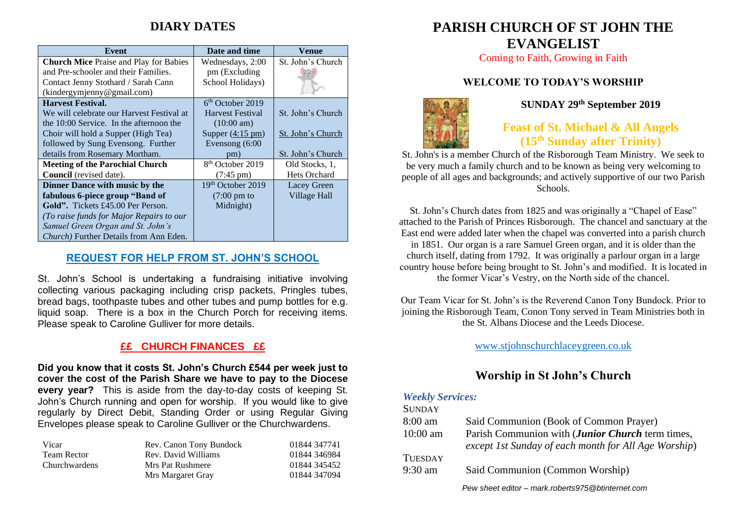## DIARY DATES

| Event | Date and time | Venue |
|---|---|---|
| **Church Mice** Praise and Play for Babies and Pre-schooler and their Families. Contact Jenny Stothard / Sarah Cann (kindergymjenny@gmail.com) | Wednesdays, 2:00 pm (Excluding School Holidays) | St. John's Church |
| **Harvest Festival.** We will celebrate our Harvest Festival at the 10:00 Service. In the afternoon the Choir will hold a Supper (High Tea) followed by Sung Evensong. Further details from Rosemary Mortham. | 6th October 2019 Harvest Festival (10:00 am) Supper (4:15 pm) Evensong (6:00 pm) | St. John's Church St. John's Church St. John's Church |
| **Meeting of the Parochial Church Council** (revised date). | 8th October 2019 (7:45 pm) | Old Stocks, 1, Hets Orchard |
| **Dinner Dance with music by the fabulous 6-piece group "Band of Gold".** Tickets £45.00 Per Person. *(To raise funds for Major Repairs to our Samuel Green Organ and St. John's Church)* Further Details from Ann Eden. | 19th October 2019 (7:00 pm to Midnight) | Lacey Green Village Hall |

### REQUEST FOR HELP FROM ST. JOHN'S SCHOOL

St. John's School is undertaking a fundraising initiative involving collecting various packaging including crisp packets, Pringles tubes, bread bags, toothpaste tubes and other tubes and pump bottles for e.g. liquid soap. There is a box in the Church Porch for receiving items. Please speak to Caroline Gulliver for more details.

### ££ CHURCH FINANCES ££

**Did you know that it costs St. John's Church £544 per week just to cover the cost of the Parish Share we have to pay to the Diocese every year?** This is aside from the day-to-day costs of keeping St. John's Church running and open for worship. If you would like to give regularly by Direct Debit, Standing Order or using Regular Giving Envelopes please speak to Caroline Gulliver or the Churchwardens.

| | | |
|---|---|---|
| Vicar | Rev. Canon Tony Bundock | 01844 347741 |
| Team Rector | Rev. David Williams | 01844 346984 |
| Churchwardens | Mrs Pat Rushmere | 01844 345452 |
| | Mrs Margaret Gray | 01844 347094 |

# PARISH CHURCH OF ST JOHN THE EVANGELIST

Coming to Faith, Growing in Faith

### WELCOME TO TODAY'S WORSHIP

**SUNDAY 29th September 2019**

## Feast of St. Michael & All Angels (15th Sunday after Trinity)

St. John's is a member Church of the Risborough Team Ministry. We seek to be very much a family church and to be known as being very welcoming to people of all ages and backgrounds; and actively supportive of our two Parish Schools.

St. John's Church dates from 1825 and was originally a "Chapel of Ease" attached to the Parish of Princes Risborough. The chancel and sanctuary at the East end were added later when the chapel was converted into a parish church in 1851. Our organ is a rare Samuel Green organ, and it is older than the church itself, dating from 1792. It was originally a parlour organ in a large country house before being brought to St. John's and modified. It is located in the former Vicar's Vestry, on the North side of the chancel.

Our Team Vicar for St. John's is the Reverend Canon Tony Bundock. Prior to joining the Risborough Team, Conon Tony served in Team Ministries both in the St. Albans Diocese and the Leeds Diocese.

www.stjohnschurchlaceygreen.co.uk

## Worship in St John's Church

*Weekly Services:*

SUNDAY
- 8:00 am — Said Communion (Book of Common Prayer)
- 10:00 am — Parish Communion with (***Junior Church*** term times, *except 1st Sunday of each month for All Age Worship*)

TUESDAY
- 9:30 am — Said Communion (Common Worship)

*Pew sheet editor – mark.roberts975@btinternet.com*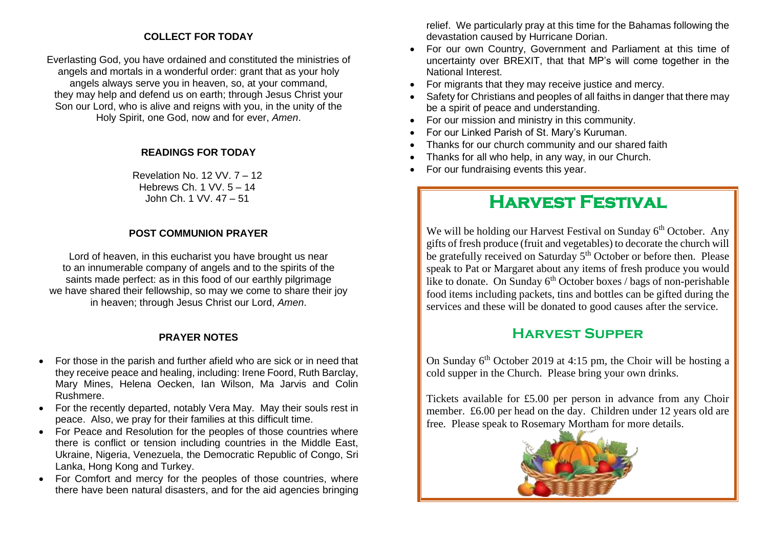## COLLECT FOR TODAY

Everlasting God, you have ordained and constituted the ministries of angels and mortals in a wonderful order: grant that as your holy angels always serve you in heaven, so, at your command, they may help and defend us on earth; through Jesus Christ your Son our Lord, who is alive and reigns with you, in the unity of the Holy Spirit, one God, now and for ever, *Amen*.

## READINGS FOR TODAY

Revelation No. 12 VV. 7 – 12
Hebrews Ch. 1 VV. 5 – 14
John Ch. 1 VV. 47 – 51

## POST COMMUNION PRAYER

Lord of heaven, in this eucharist you have brought us near to an innumerable company of angels and to the spirits of the saints made perfect: as in this food of our earthly pilgrimage we have shared their fellowship, so may we come to share their joy in heaven; through Jesus Christ our Lord, *Amen*.

## PRAYER NOTES

- For those in the parish and further afield who are sick or in need that they receive peace and healing, including: Irene Foord, Ruth Barclay, Mary Mines, Helena Oecken, Ian Wilson, Ma Jarvis and Colin Rushmere.
- For the recently departed, notably Vera May. May their souls rest in peace. Also, we pray for their families at this difficult time.
- For Peace and Resolution for the peoples of those countries where there is conflict or tension including countries in the Middle East, Ukraine, Nigeria, Venezuela, the Democratic Republic of Congo, Sri Lanka, Hong Kong and Turkey.
- For Comfort and mercy for the peoples of those countries, where there have been natural disasters, and for the aid agencies bringing relief. We particularly pray at this time for the Bahamas following the devastation caused by Hurricane Dorian.
- For our own Country, Government and Parliament at this time of uncertainty over BREXIT, that that MP's will come together in the National Interest.
- For migrants that they may receive justice and mercy.
- Safety for Christians and peoples of all faiths in danger that there may be a spirit of peace and understanding.
- For our mission and ministry in this community.
- For our Linked Parish of St. Mary's Kuruman.
- Thanks for our church community and our shared faith
- Thanks for all who help, in any way, in our Church.
- For our fundraising events this year.

# Harvest Festival

We will be holding our Harvest Festival on Sunday 6th October. Any gifts of fresh produce (fruit and vegetables) to decorate the church will be gratefully received on Saturday 5th October or before then. Please speak to Pat or Margaret about any items of fresh produce you would like to donate. On Sunday 6th October boxes / bags of non-perishable food items including packets, tins and bottles can be gifted during the services and these will be donated to good causes after the service.

## Harvest Supper

On Sunday 6th October 2019 at 4:15 pm, the Choir will be hosting a cold supper in the Church. Please bring your own drinks.

Tickets available for £5.00 per person in advance from any Choir member. £6.00 per head on the day. Children under 12 years old are free. Please speak to Rosemary Mortham for more details.